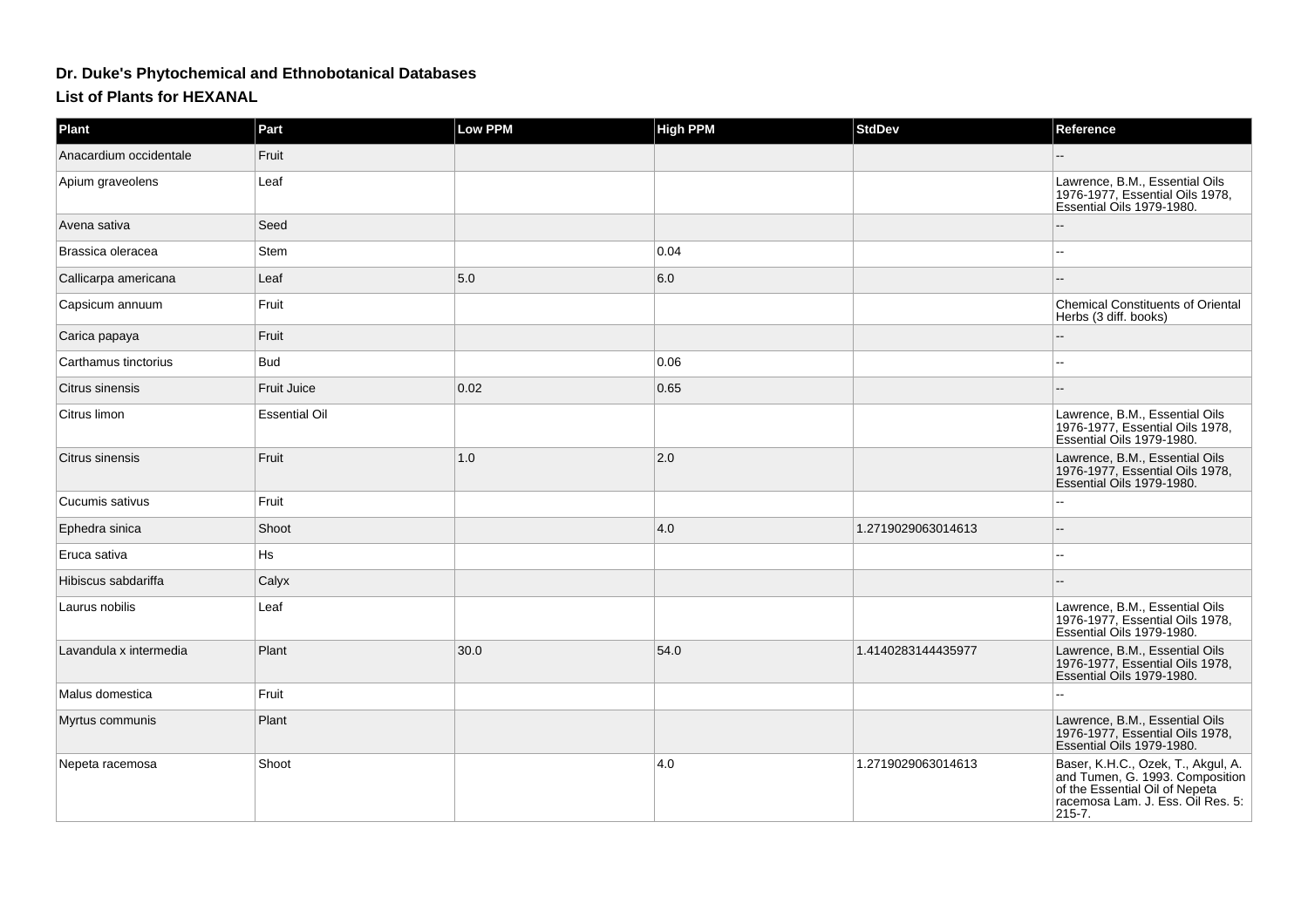# Dr. Duke's Phytochemical and Ethnobotanical Databases

## List of Plants for HEXANAL

| Plant | Part | Low PPM | High PPM | StdDev | Reference |
|---|---|---|---|---|---|
| Anacardium occidentale | Fruit | | | | -- |
| Apium graveolens | Leaf | | | | Lawrence, B.M., Essential Oils 1976-1977, Essential Oils 1978, Essential Oils 1979-1980. |
| Avena sativa | Seed | | | | -- |
| Brassica oleracea | Stem | | 0.04 | | -- |
| Callicarpa americana | Leaf | 5.0 | 6.0 | | -- |
| Capsicum annuum | Fruit | | | | Chemical Constituents of Oriental Herbs (3 diff. books) |
| Carica papaya | Fruit | | | | -- |
| Carthamus tinctorius | Bud | | 0.06 | | -- |
| Citrus sinensis | Fruit Juice | 0.02 | 0.65 | | -- |
| Citrus limon | Essential Oil | | | | Lawrence, B.M., Essential Oils 1976-1977, Essential Oils 1978, Essential Oils 1979-1980. |
| Citrus sinensis | Fruit | 1.0 | 2.0 | | Lawrence, B.M., Essential Oils 1976-1977, Essential Oils 1978, Essential Oils 1979-1980. |
| Cucumis sativus | Fruit | | | | -- |
| Ephedra sinica | Shoot | | 4.0 | 1.2719029063014613 | -- |
| Eruca sativa | Hs | | | | -- |
| Hibiscus sabdariffa | Calyx | | | | -- |
| Laurus nobilis | Leaf | | | | Lawrence, B.M., Essential Oils 1976-1977, Essential Oils 1978, Essential Oils 1979-1980. |
| Lavandula x intermedia | Plant | 30.0 | 54.0 | 1.4140283144435977 | Lawrence, B.M., Essential Oils 1976-1977, Essential Oils 1978, Essential Oils 1979-1980. |
| Malus domestica | Fruit | | | | -- |
| Myrtus communis | Plant | | | | Lawrence, B.M., Essential Oils 1976-1977, Essential Oils 1978, Essential Oils 1979-1980. |
| Nepeta racemosa | Shoot | | 4.0 | 1.2719029063014613 | Baser, K.H.C., Ozek, T., Akgul, A. and Tumen, G. 1993. Composition of the Essential Oil of Nepeta racemosa Lam. J. Ess. Oil Res. 5: 215-7. |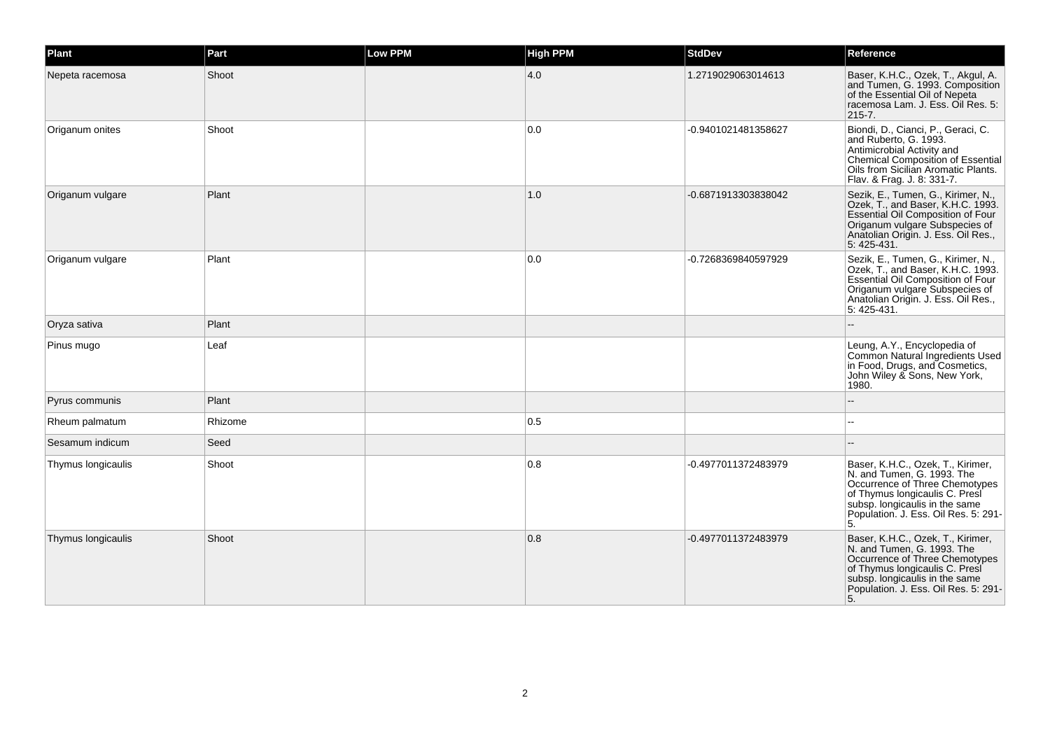| Plant | Part | Low PPM | High PPM | StdDev | Reference |
|---|---|---|---|---|---|
| Nepeta racemosa | Shoot | | 4.0 | 1.2719029063014613 | Baser, K.H.C., Ozek, T., Akgul, A. and Tumen, G. 1993. Composition of the Essential Oil of Nepeta racemosa Lam. J. Ess. Oil Res. 5: 215-7. |
| Origanum onites | Shoot | | 0.0 | -0.9401021481358627 | Biondi, D., Cianci, P., Geraci, C. and Ruberto, G. 1993. Antimicrobial Activity and Chemical Composition of Essential Oils from Sicilian Aromatic Plants. Flav. & Frag. J. 8: 331-7. |
| Origanum vulgare | Plant | | 1.0 | -0.6871913303838042 | Sezik, E., Tumen, G., Kirimer, N., Ozek, T., and Baser, K.H.C. 1993. Essential Oil Composition of Four Origanum vulgare Subspecies of Anatolian Origin. J. Ess. Oil Res., 5: 425-431. |
| Origanum vulgare | Plant | | 0.0 | -0.7268369840597929 | Sezik, E., Tumen, G., Kirimer, N., Ozek, T., and Baser, K.H.C. 1993. Essential Oil Composition of Four Origanum vulgare Subspecies of Anatolian Origin. J. Ess. Oil Res., 5: 425-431. |
| Oryza sativa | Plant | | | | -- |
| Pinus mugo | Leaf | | | | Leung, A.Y., Encyclopedia of Common Natural Ingredients Used in Food, Drugs, and Cosmetics, John Wiley & Sons, New York, 1980. |
| Pyrus communis | Plant | | | | -- |
| Rheum palmatum | Rhizome | | 0.5 | | -- |
| Sesamum indicum | Seed | | | | -- |
| Thymus longicaulis | Shoot | | 0.8 | -0.4977011372483979 | Baser, K.H.C., Ozek, T., Kirimer, N. and Tumen, G. 1993. The Occurrence of Three Chemotypes of Thymus longicaulis C. Presl subsp. longicaulis in the same Population. J. Ess. Oil Res. 5: 291-5. |
| Thymus longicaulis | Shoot | | 0.8 | -0.4977011372483979 | Baser, K.H.C., Ozek, T., Kirimer, N. and Tumen, G. 1993. The Occurrence of Three Chemotypes of Thymus longicaulis C. Presl subsp. longicaulis in the same Population. J. Ess. Oil Res. 5: 291-5. |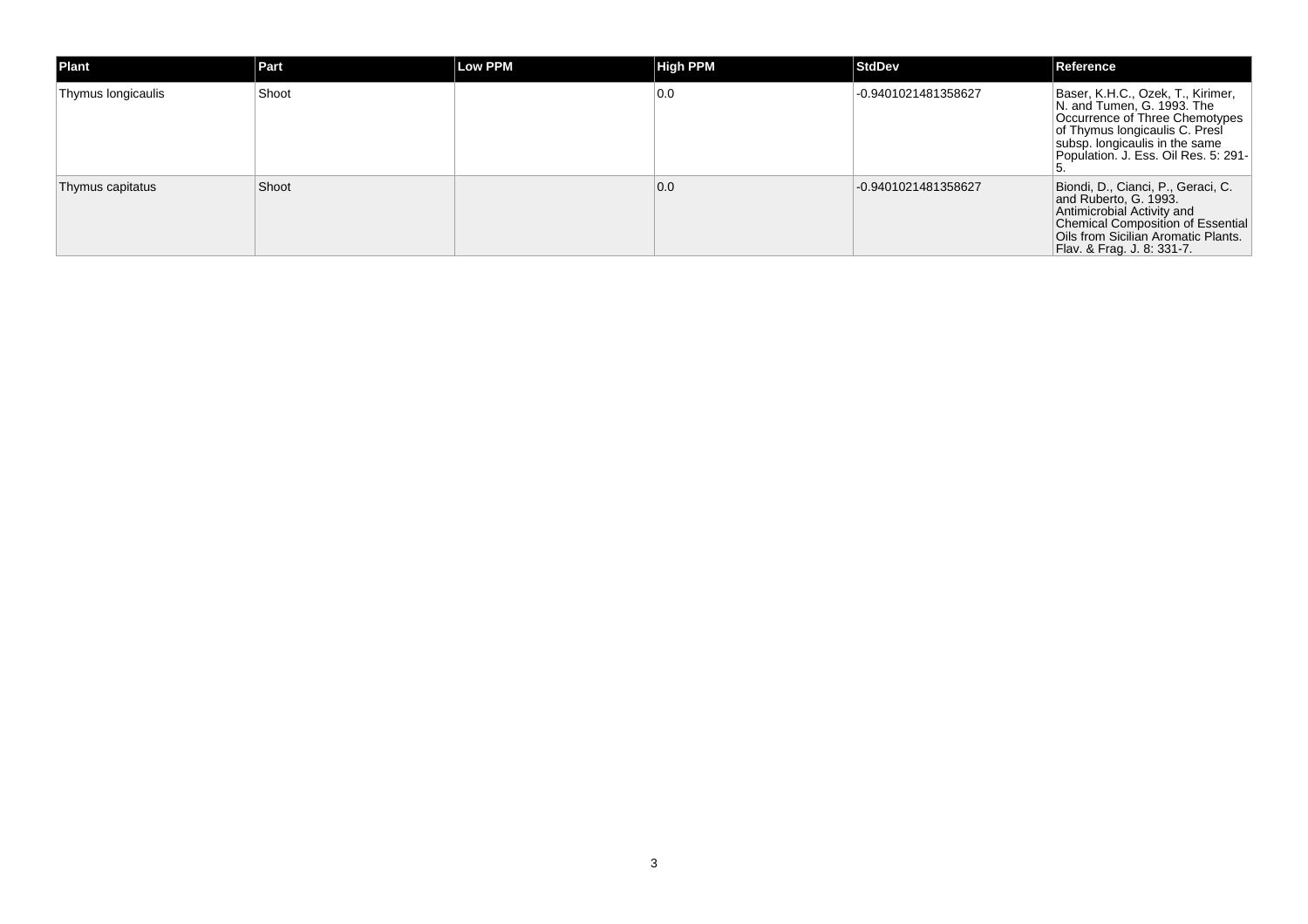| Plant | Part | Low PPM | High PPM | StdDev | Reference |
| --- | --- | --- | --- | --- | --- |
| Thymus longicaulis | Shoot | | 0.0 | -0.9401021481358627 | Baser, K.H.C., Ozek, T., Kirimer, N. and Tumen, G. 1993. The Occurrence of Three Chemotypes of Thymus longicaulis C. Presl subsp. longicaulis in the same Population. J. Ess. Oil Res. 5: 291-5. |
| Thymus capitatus | Shoot | | 0.0 | -0.9401021481358627 | Biondi, D., Cianci, P., Geraci, C. and Ruberto, G. 1993. Antimicrobial Activity and Chemical Composition of Essential Oils from Sicilian Aromatic Plants. Flav. & Frag. J. 8: 331-7. |